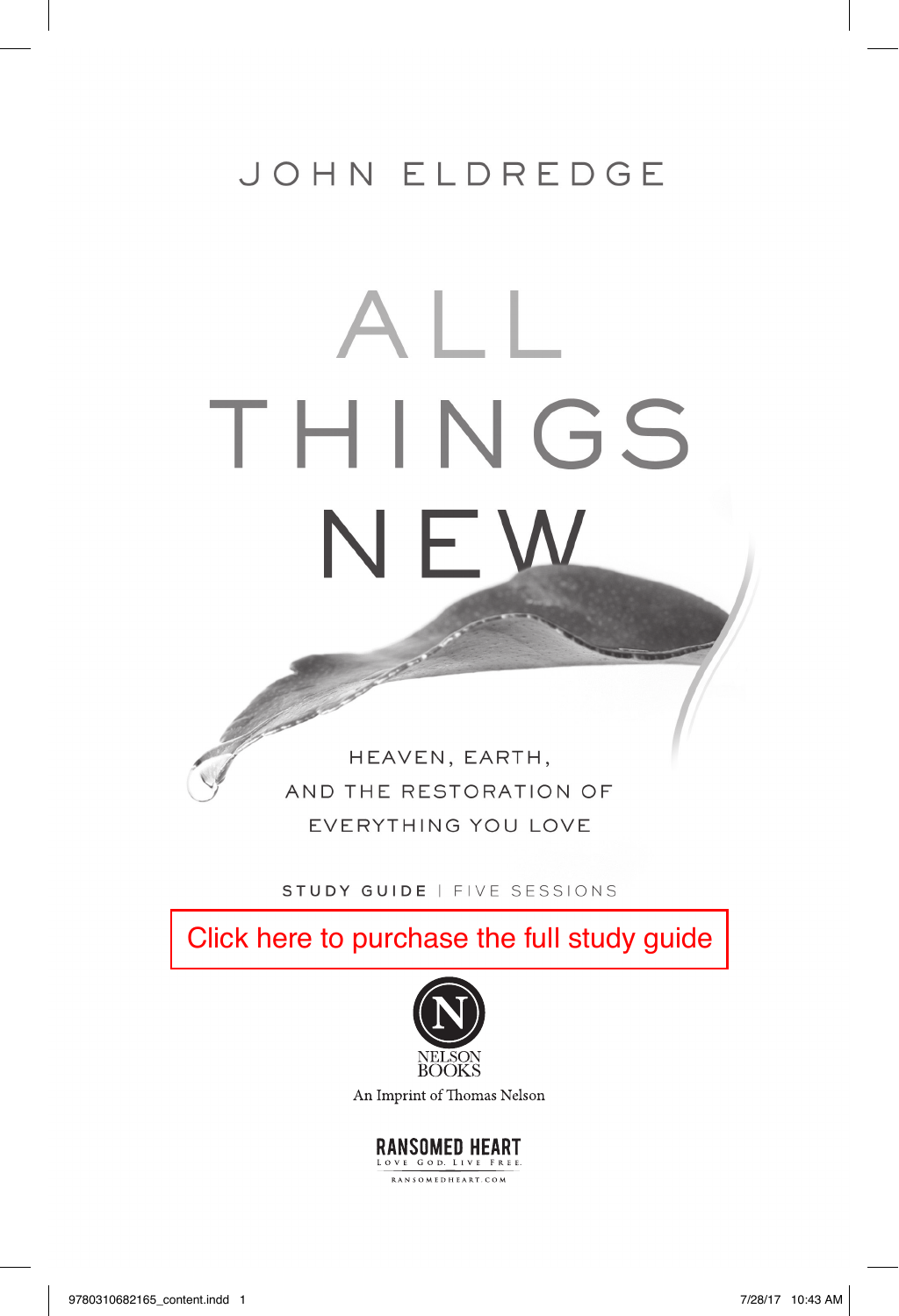JOHN ELDREDGE

# ALL THINGS NEW

HEAVEN, EARTH, AND THE RESTORATION OF EVERYTHING YOU LOVE

STUDY GUIDE | FIVE SESSIONS

Click here to purchase the full study guide

NELSON BOOKS

An Imprint of Thomas Nelson

RANSOMED HEART

LOVE GOD. LIVE FREE.

RANSOMEDHEART.COM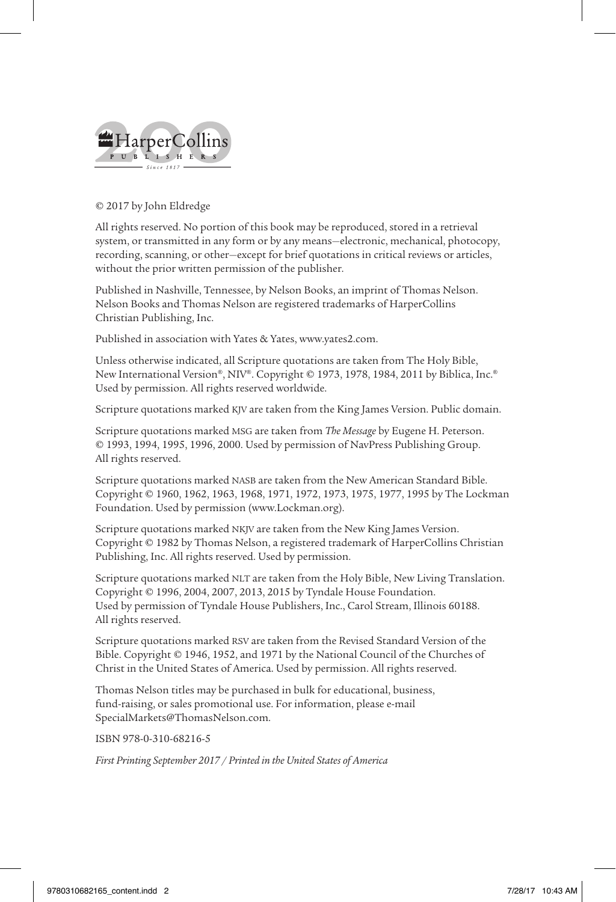HarperCollins PUBLISHERS Since 1817

© 2017 by John Eldredge

All rights reserved. No portion of this book may be reproduced, stored in a retrieval system, or transmitted in any form or by any means—electronic, mechanical, photocopy, recording, scanning, or other—except for brief quotations in critical reviews or articles, without the prior written permission of the publisher.

Published in Nashville, Tennessee, by Nelson Books, an imprint of Thomas Nelson. Nelson Books and Thomas Nelson are registered trademarks of HarperCollins Christian Publishing, Inc.

Published in association with Yates & Yates, www.yates2.com.

Unless otherwise indicated, all Scripture quotations are taken from The Holy Bible, New International Version®, NIV®. Copyright © 1973, 1978, 1984, 2011 by Biblica, Inc.® Used by permission. All rights reserved worldwide.

Scripture quotations marked KJV are taken from the King James Version. Public domain.

Scripture quotations marked MSG are taken from *The Message* by Eugene H. Peterson. © 1993, 1994, 1995, 1996, 2000. Used by permission of NavPress Publishing Group. All rights reserved.

Scripture quotations marked NASB are taken from the New American Standard Bible. Copyright © 1960, 1962, 1963, 1968, 1971, 1972, 1973, 1975, 1977, 1995 by The Lockman Foundation. Used by permission (www.Lockman.org).

Scripture quotations marked NKJV are taken from the New King James Version. Copyright © 1982 by Thomas Nelson, a registered trademark of HarperCollins Christian Publishing, Inc. All rights reserved. Used by permission.

Scripture quotations marked NLT are taken from the Holy Bible, New Living Translation. Copyright © 1996, 2004, 2007, 2013, 2015 by Tyndale House Foundation. Used by permission of Tyndale House Publishers, Inc., Carol Stream, Illinois 60188. All rights reserved.

Scripture quotations marked RSV are taken from the Revised Standard Version of the Bible. Copyright © 1946, 1952, and 1971 by the National Council of the Churches of Christ in the United States of America. Used by permission. All rights reserved.

Thomas Nelson titles may be purchased in bulk for educational, business, fund-raising, or sales promotional use. For information, please e-mail SpecialMarkets@ThomasNelson.com.

ISBN 978-0-310-68216-5

*First Printing September 2017 / Printed in the United States of America*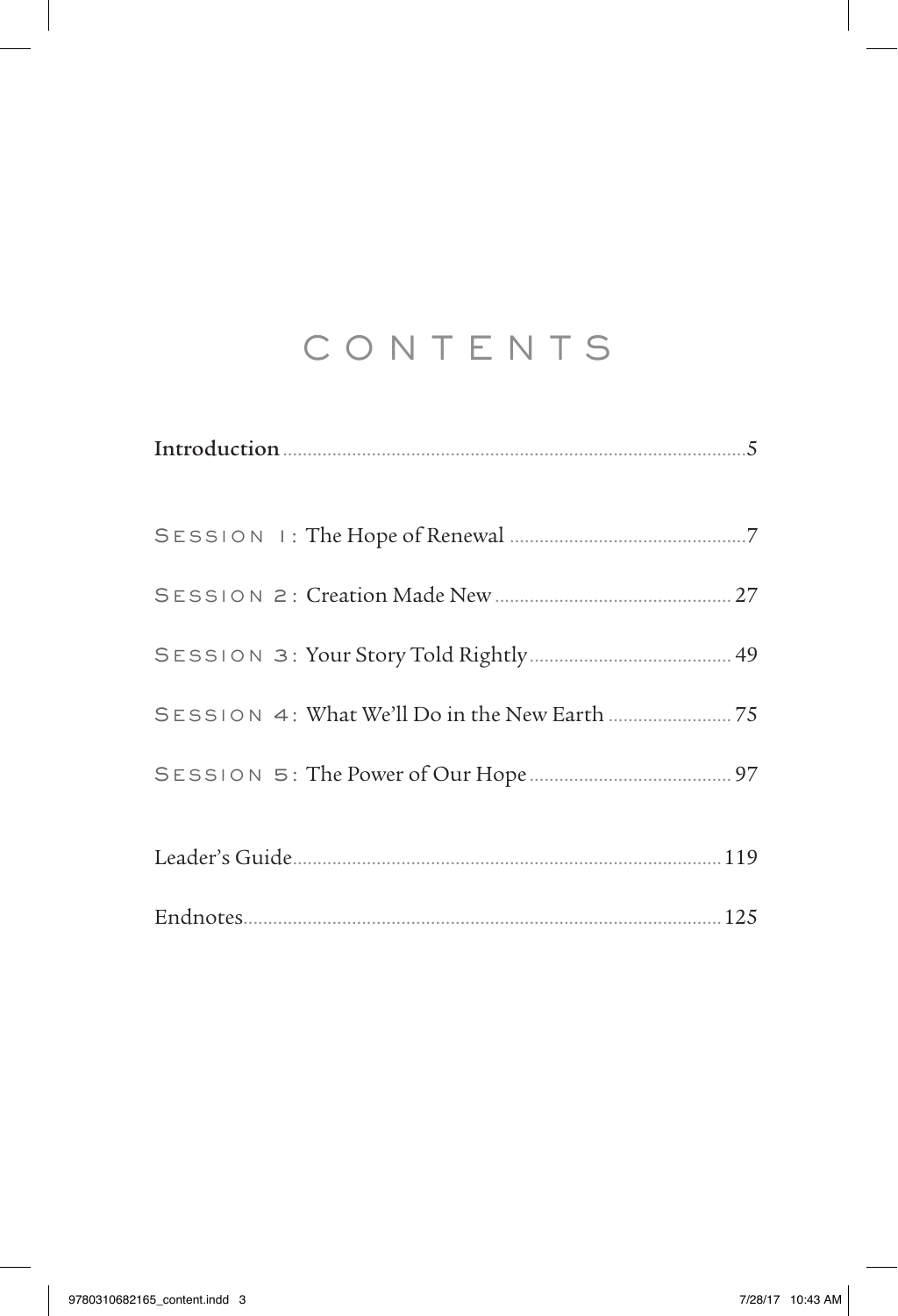# CONTENTS

**Introduction** .......... 5

SESSION 1: The Hope of Renewal .......... 7

SESSION 2: Creation Made New .......... 27

SESSION 3: Your Story Told Rightly .......... 49

SESSION 4: What We'll Do in the New Earth .......... 75

SESSION 5: The Power of Our Hope .......... 97

Leader's Guide .......... 119

Endnotes .......... 125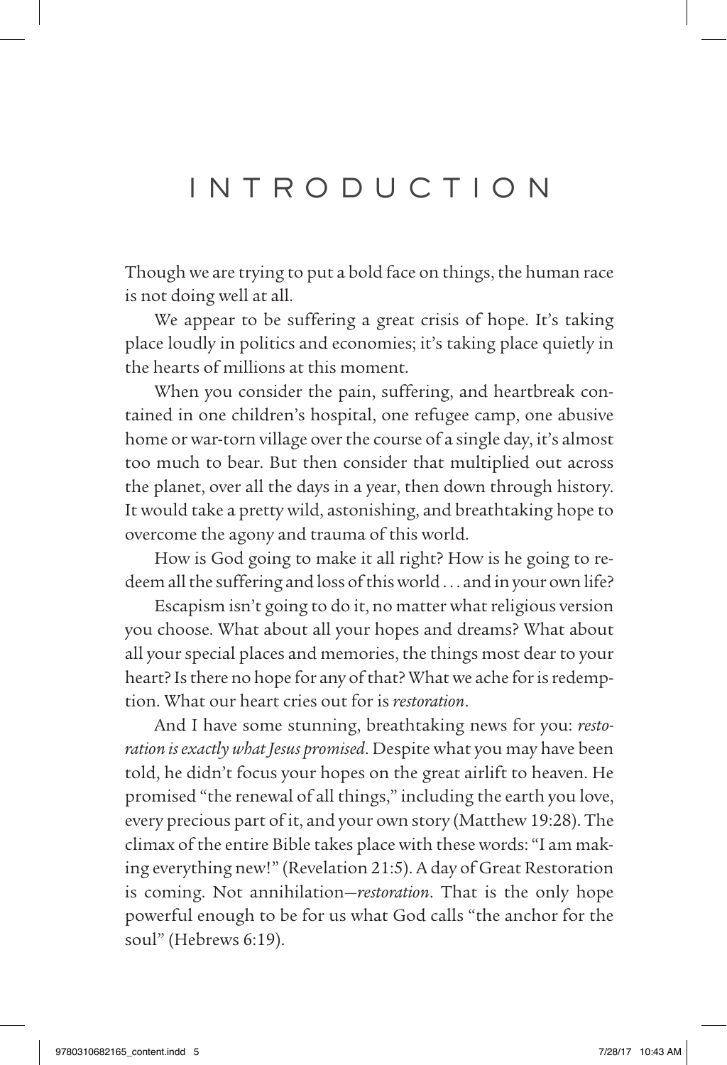# INTRODUCTION

Though we are trying to put a bold face on things, the human race is not doing well at all.

We appear to be suffering a great crisis of hope. It's taking place loudly in politics and economies; it's taking place quietly in the hearts of millions at this moment.

When you consider the pain, suffering, and heartbreak contained in one children's hospital, one refugee camp, one abusive home or war-torn village over the course of a single day, it's almost too much to bear. But then consider that multiplied out across the planet, over all the days in a year, then down through history. It would take a pretty wild, astonishing, and breathtaking hope to overcome the agony and trauma of this world.

How is God going to make it all right? How is he going to redeem all the suffering and loss of this world . . . and in your own life?

Escapism isn't going to do it, no matter what religious version you choose. What about all your hopes and dreams? What about all your special places and memories, the things most dear to your heart? Is there no hope for any of that? What we ache for is redemption. What our heart cries out for is *restoration*.

And I have some stunning, breathtaking news for you: *restoration is exactly what Jesus promised*. Despite what you may have been told, he didn't focus your hopes on the great airlift to heaven. He promised "the renewal of all things," including the earth you love, every precious part of it, and your own story (Matthew 19:28). The climax of the entire Bible takes place with these words: "I am making everything new!" (Revelation 21:5). A day of Great Restoration is coming. Not annihilation—*restoration*. That is the only hope powerful enough to be for us what God calls "the anchor for the soul" (Hebrews 6:19).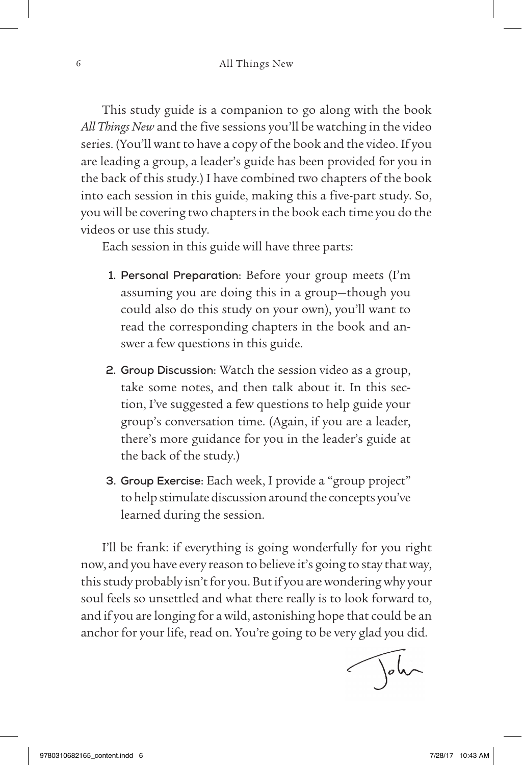This study guide is a companion to go along with the book *All Things New* and the five sessions you'll be watching in the video series. (You'll want to have a copy of the book and the video. If you are leading a group, a leader's guide has been provided for you in the back of this study.) I have combined two chapters of the book into each session in this guide, making this a five-part study. So, you will be covering two chapters in the book each time you do the videos or use this study.

Each session in this guide will have three parts:

1. **Personal Preparation:** Before your group meets (I'm assuming you are doing this in a group—though you could also do this study on your own), you'll want to read the corresponding chapters in the book and answer a few questions in this guide.
2. **Group Discussion:** Watch the session video as a group, take some notes, and then talk about it. In this section, I've suggested a few questions to help guide your group's conversation time. (Again, if you are a leader, there's more guidance for you in the leader's guide at the back of the study.)
3. **Group Exercise:** Each week, I provide a "group project" to help stimulate discussion around the concepts you've learned during the session.

I'll be frank: if everything is going wonderfully for you right now, and you have every reason to believe it's going to stay that way, this study probably isn't for you. But if you are wondering why your soul feels so unsettled and what there really is to look forward to, and if you are longing for a wild, astonishing hope that could be an anchor for your life, read on. You're going to be very glad you did.

John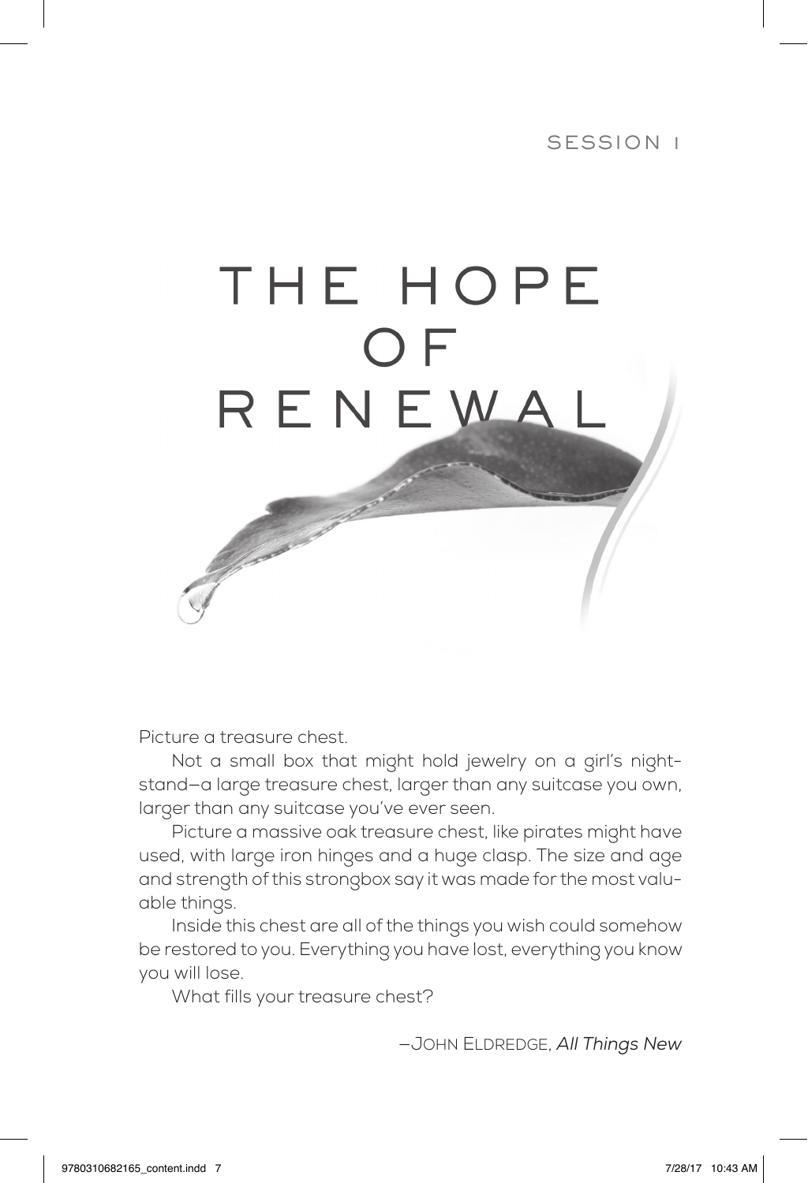SESSION 1

# THE HOPE OF RENEWAL

Picture a treasure chest.

Not a small box that might hold jewelry on a girl's nightstand—a large treasure chest, larger than any suitcase you own, larger than any suitcase you've ever seen.

Picture a massive oak treasure chest, like pirates might have used, with large iron hinges and a huge clasp. The size and age and strength of this strongbox say it was made for the most valuable things.

Inside this chest are all of the things you wish could somehow be restored to you. Everything you have lost, everything you know you will lose.

What fills your treasure chest?

—John Eldredge, *All Things New*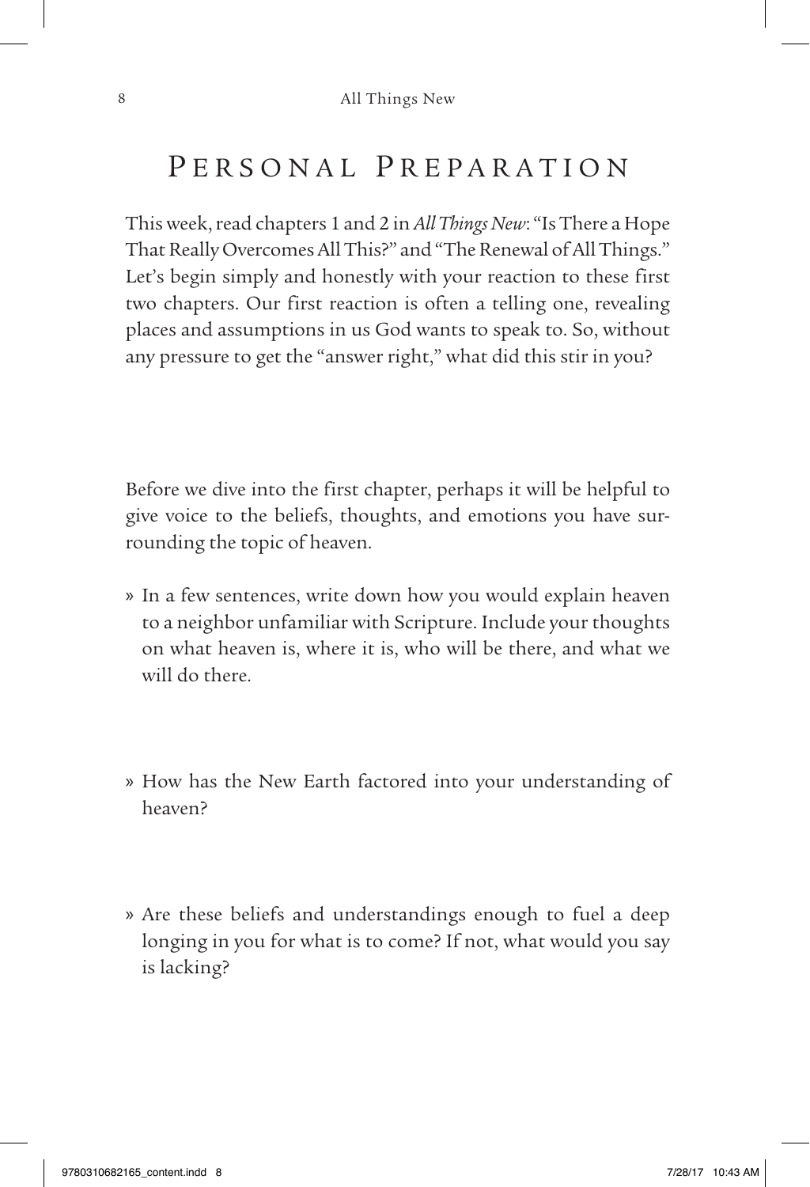# Personal Preparation

This week, read chapters 1 and 2 in *All Things New*: "Is There a Hope That Really Overcomes All This?" and "The Renewal of All Things." Let's begin simply and honestly with your reaction to these first two chapters. Our first reaction is often a telling one, revealing places and assumptions in us God wants to speak to. So, without any pressure to get the "answer right," what did this stir in you?

Before we dive into the first chapter, perhaps it will be helpful to give voice to the beliefs, thoughts, and emotions you have surrounding the topic of heaven.

» In a few sentences, write down how you would explain heaven to a neighbor unfamiliar with Scripture. Include your thoughts on what heaven is, where it is, who will be there, and what we will do there.

» How has the New Earth factored into your understanding of heaven?

» Are these beliefs and understandings enough to fuel a deep longing in you for what is to come? If not, what would you say is lacking?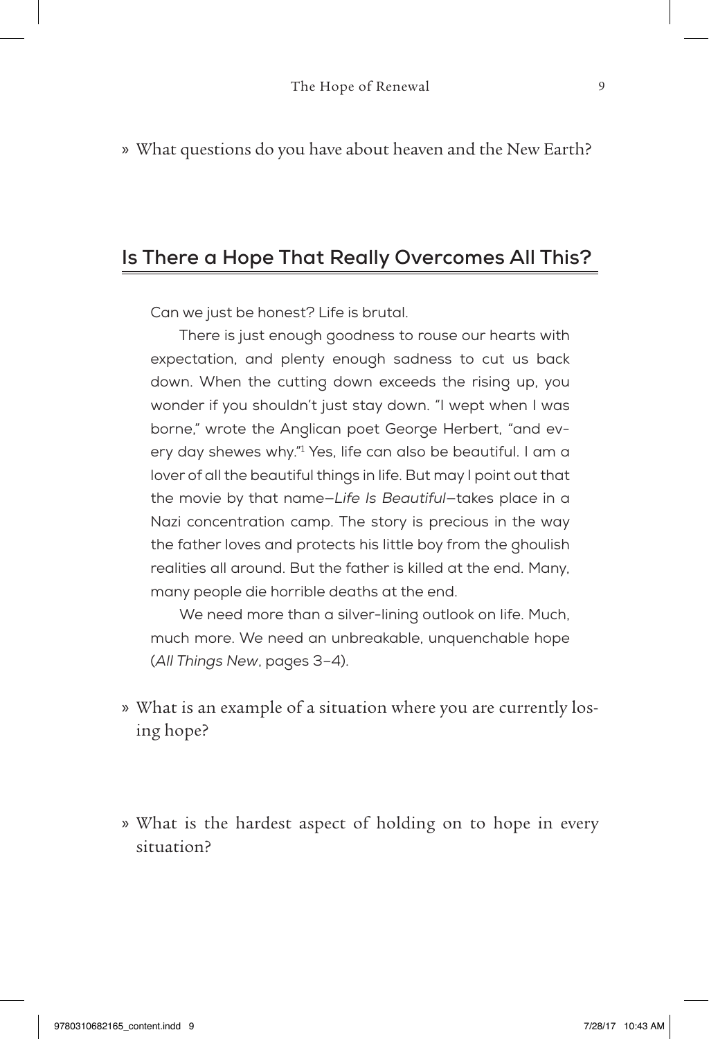» What questions do you have about heaven and the New Earth?

## Is There a Hope That Really Overcomes All This?

Can we just be honest? Life is brutal.

There is just enough goodness to rouse our hearts with expectation, and plenty enough sadness to cut us back down. When the cutting down exceeds the rising up, you wonder if you shouldn't just stay down. "I wept when I was borne," wrote the Anglican poet George Herbert, "and every day shewes why."[1] Yes, life can also be beautiful. I am a lover of all the beautiful things in life. But may I point out that the movie by that name—*Life Is Beautiful*—takes place in a Nazi concentration camp. The story is precious in the way the father loves and protects his little boy from the ghoulish realities all around. But the father is killed at the end. Many, many people die horrible deaths at the end.

We need more than a silver-lining outlook on life. Much, much more. We need an unbreakable, unquenchable hope (*All Things New*, pages 3–4).

» What is an example of a situation where you are currently losing hope?

» What is the hardest aspect of holding on to hope in every situation?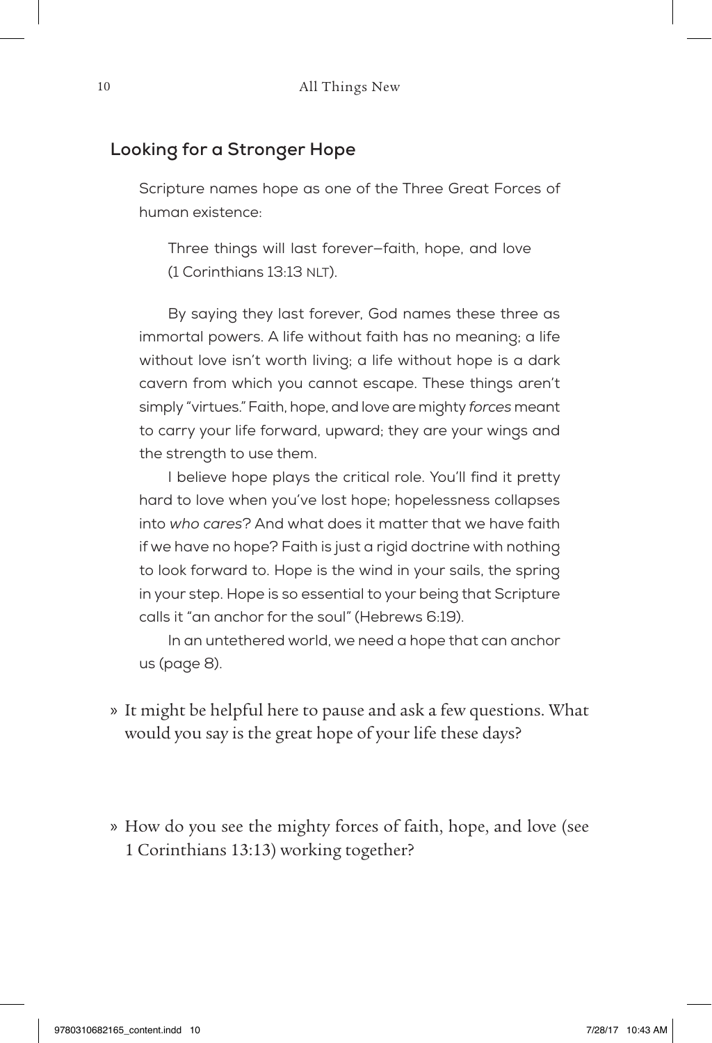## Looking for a Stronger Hope

Scripture names hope as one of the Three Great Forces of human existence:

> Three things will last forever—faith, hope, and love (1 Corinthians 13:13 NLT).

By saying they last forever, God names these three as immortal powers. A life without faith has no meaning; a life without love isn't worth living; a life without hope is a dark cavern from which you cannot escape. These things aren't simply "virtues." Faith, hope, and love are mighty *forces* meant to carry your life forward, upward; they are your wings and the strength to use them.

I believe hope plays the critical role. You'll find it pretty hard to love when you've lost hope; hopelessness collapses into *who cares*? And what does it matter that we have faith if we have no hope? Faith is just a rigid doctrine with nothing to look forward to. Hope is the wind in your sails, the spring in your step. Hope is so essential to your being that Scripture calls it "an anchor for the soul" (Hebrews 6:19).

In an untethered world, we need a hope that can anchor us (page 8).

» It might be helpful here to pause and ask a few questions. What would you say is the great hope of your life these days?

» How do you see the mighty forces of faith, hope, and love (see 1 Corinthians 13:13) working together?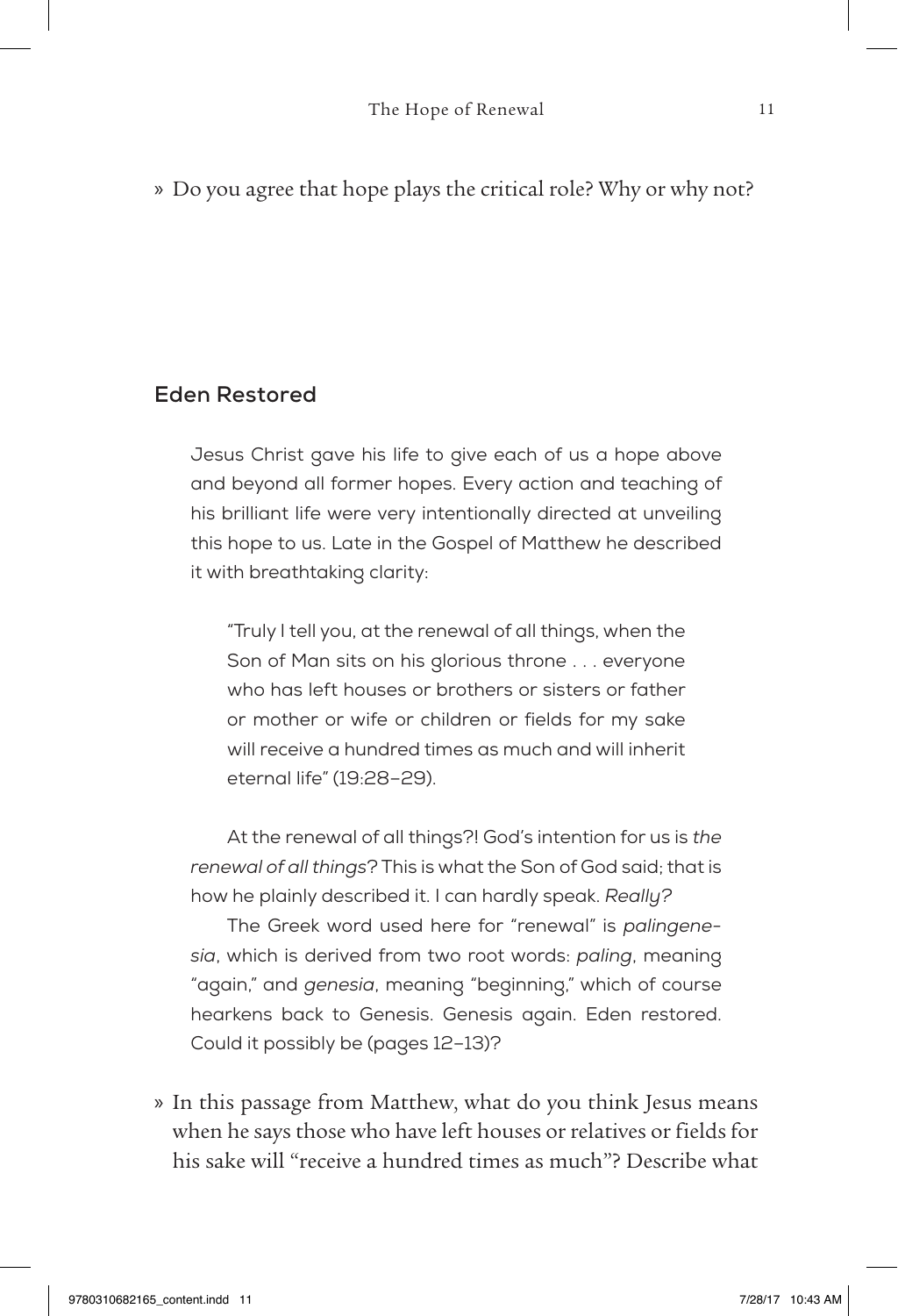» Do you agree that hope plays the critical role? Why or why not?

## Eden Restored

Jesus Christ gave his life to give each of us a hope above and beyond all former hopes. Every action and teaching of his brilliant life were very intentionally directed at unveiling this hope to us. Late in the Gospel of Matthew he described it with breathtaking clarity:

> "Truly I tell you, at the renewal of all things, when the Son of Man sits on his glorious throne . . . everyone who has left houses or brothers or sisters or father or mother or wife or children or fields for my sake will receive a hundred times as much and will inherit eternal life" (19:28–29).

At the renewal of all things?! God's intention for us is *the renewal of all things*? This is what the Son of God said; that is how he plainly described it. I can hardly speak. *Really?*

The Greek word used here for "renewal" is *palingenesia*, which is derived from two root words: *paling*, meaning "again," and *genesia*, meaning "beginning," which of course hearkens back to Genesis. Genesis again. Eden restored. Could it possibly be (pages 12–13)?

» In this passage from Matthew, what do you think Jesus means when he says those who have left houses or relatives or fields for his sake will "receive a hundred times as much"? Describe what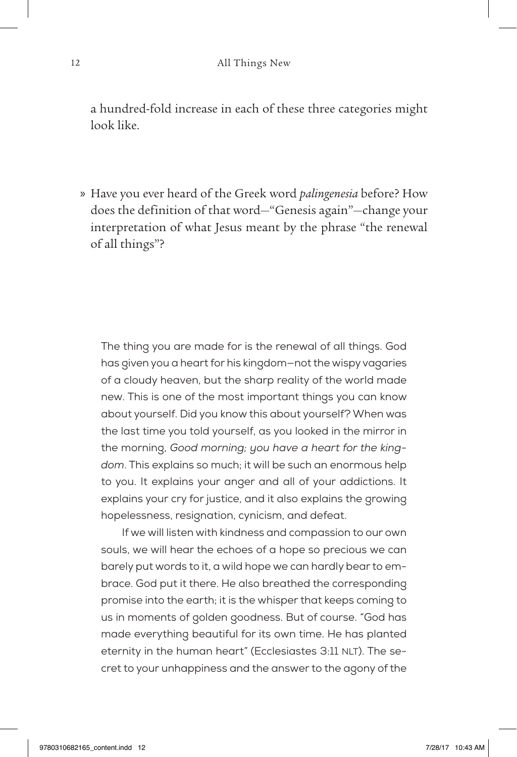a hundred-fold increase in each of these three categories might look like.

» Have you ever heard of the Greek word *palingenesia* before? How does the definition of that word—"Genesis again"—change your interpretation of what Jesus meant by the phrase "the renewal of all things"?

The thing you are made for is the renewal of all things. God has given you a heart for his kingdom—not the wispy vagaries of a cloudy heaven, but the sharp reality of the world made new. This is one of the most important things you can know about yourself. Did you know this about yourself? When was the last time you told yourself, as you looked in the mirror in the morning, *Good morning; you have a heart for the kingdom*. This explains so much; it will be such an enormous help to you. It explains your anger and all of your addictions. It explains your cry for justice, and it also explains the growing hopelessness, resignation, cynicism, and defeat.

If we will listen with kindness and compassion to our own souls, we will hear the echoes of a hope so precious we can barely put words to it, a wild hope we can hardly bear to embrace. God put it there. He also breathed the corresponding promise into the earth; it is the whisper that keeps coming to us in moments of golden goodness. But of course. "God has made everything beautiful for its own time. He has planted eternity in the human heart" (Ecclesiastes 3:11 NLT). The secret to your unhappiness and the answer to the agony of the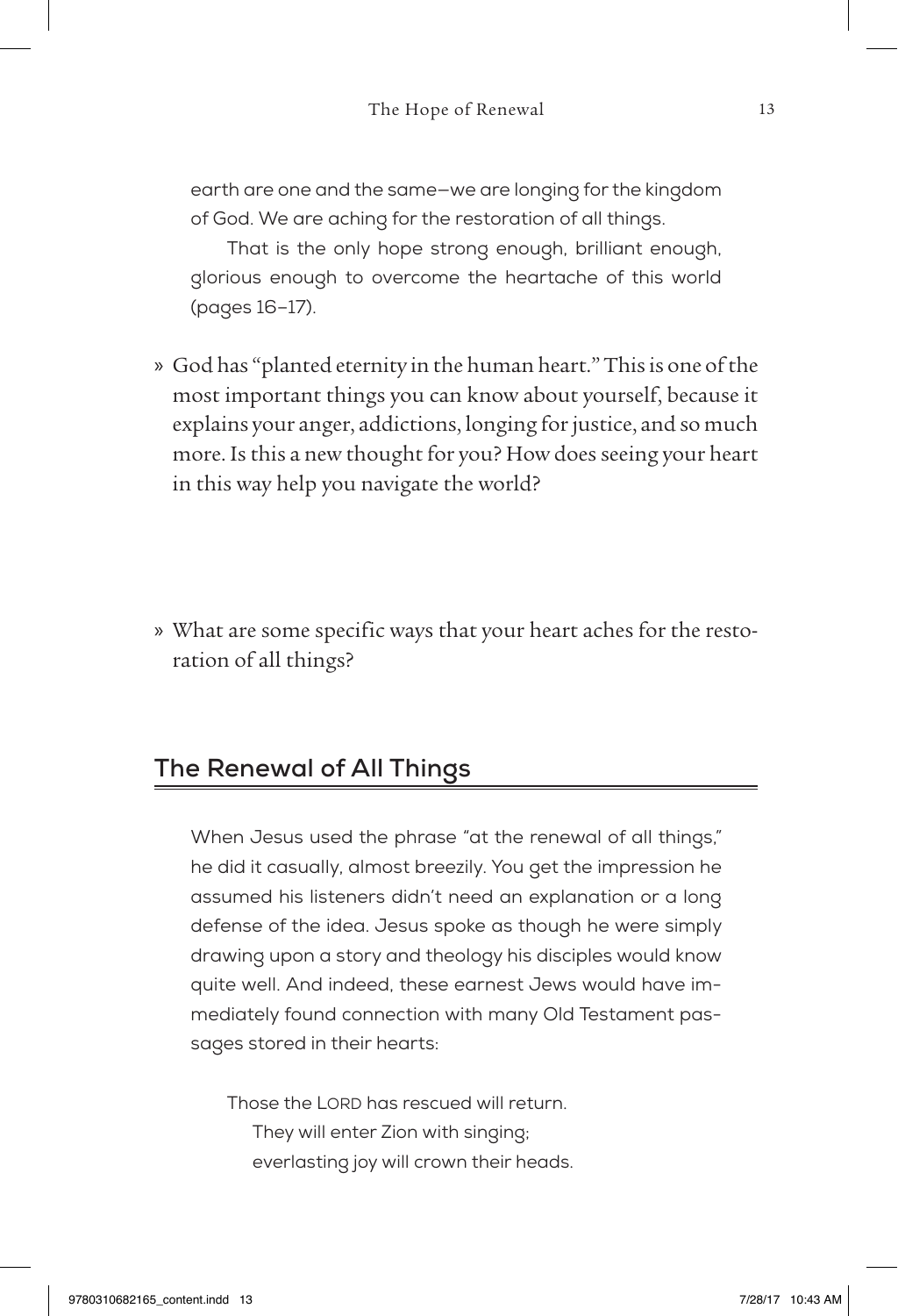earth are one and the same—we are longing for the kingdom of God. We are aching for the restoration of all things.

That is the only hope strong enough, brilliant enough, glorious enough to overcome the heartache of this world (pages 16–17).

» God has "planted eternity in the human heart." This is one of the most important things you can know about yourself, because it explains your anger, addictions, longing for justice, and so much more. Is this a new thought for you? How does seeing your heart in this way help you navigate the world?

» What are some specific ways that your heart aches for the restoration of all things?

## The Renewal of All Things

When Jesus used the phrase "at the renewal of all things," he did it casually, almost breezily. You get the impression he assumed his listeners didn't need an explanation or a long defense of the idea. Jesus spoke as though he were simply drawing upon a story and theology his disciples would know quite well. And indeed, these earnest Jews would have immediately found connection with many Old Testament passages stored in their hearts:

> Those the LORD has rescued will return.
> They will enter Zion with singing;
> everlasting joy will crown their heads.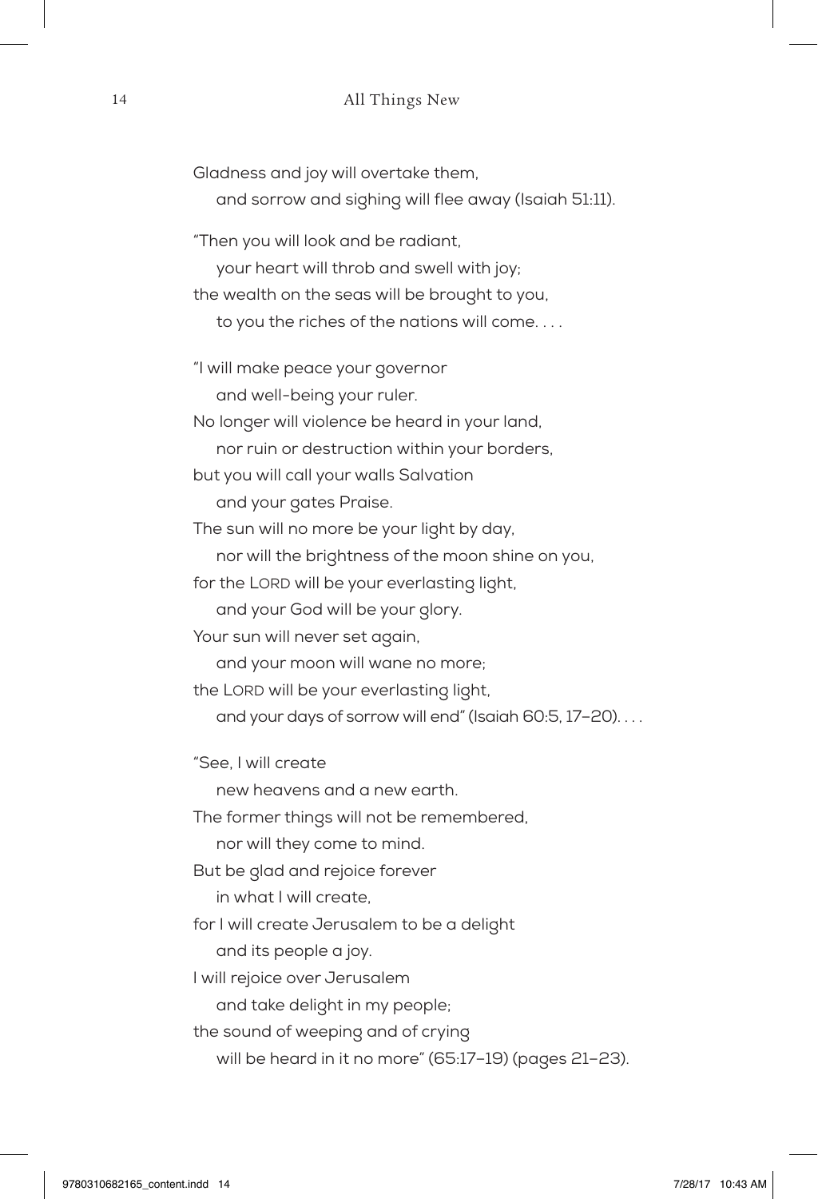Gladness and joy will overtake them,
    and sorrow and sighing will flee away (Isaiah 51:11).

"Then you will look and be radiant,
    your heart will throb and swell with joy;
the wealth on the seas will be brought to you,
    to you the riches of the nations will come. . . .

"I will make peace your governor
    and well-being your ruler.
No longer will violence be heard in your land,
    nor ruin or destruction within your borders,
but you will call your walls Salvation
    and your gates Praise.
The sun will no more be your light by day,
    nor will the brightness of the moon shine on you,
for the LORD will be your everlasting light,
    and your God will be your glory.
Your sun will never set again,
    and your moon will wane no more;
the LORD will be your everlasting light,
    and your days of sorrow will end" (Isaiah 60:5, 17–20). . . .

"See, I will create
    new heavens and a new earth.
The former things will not be remembered,
    nor will they come to mind.
But be glad and rejoice forever
    in what I will create,
for I will create Jerusalem to be a delight
    and its people a joy.
I will rejoice over Jerusalem
    and take delight in my people;
the sound of weeping and of crying
    will be heard in it no more" (65:17–19) (pages 21–23).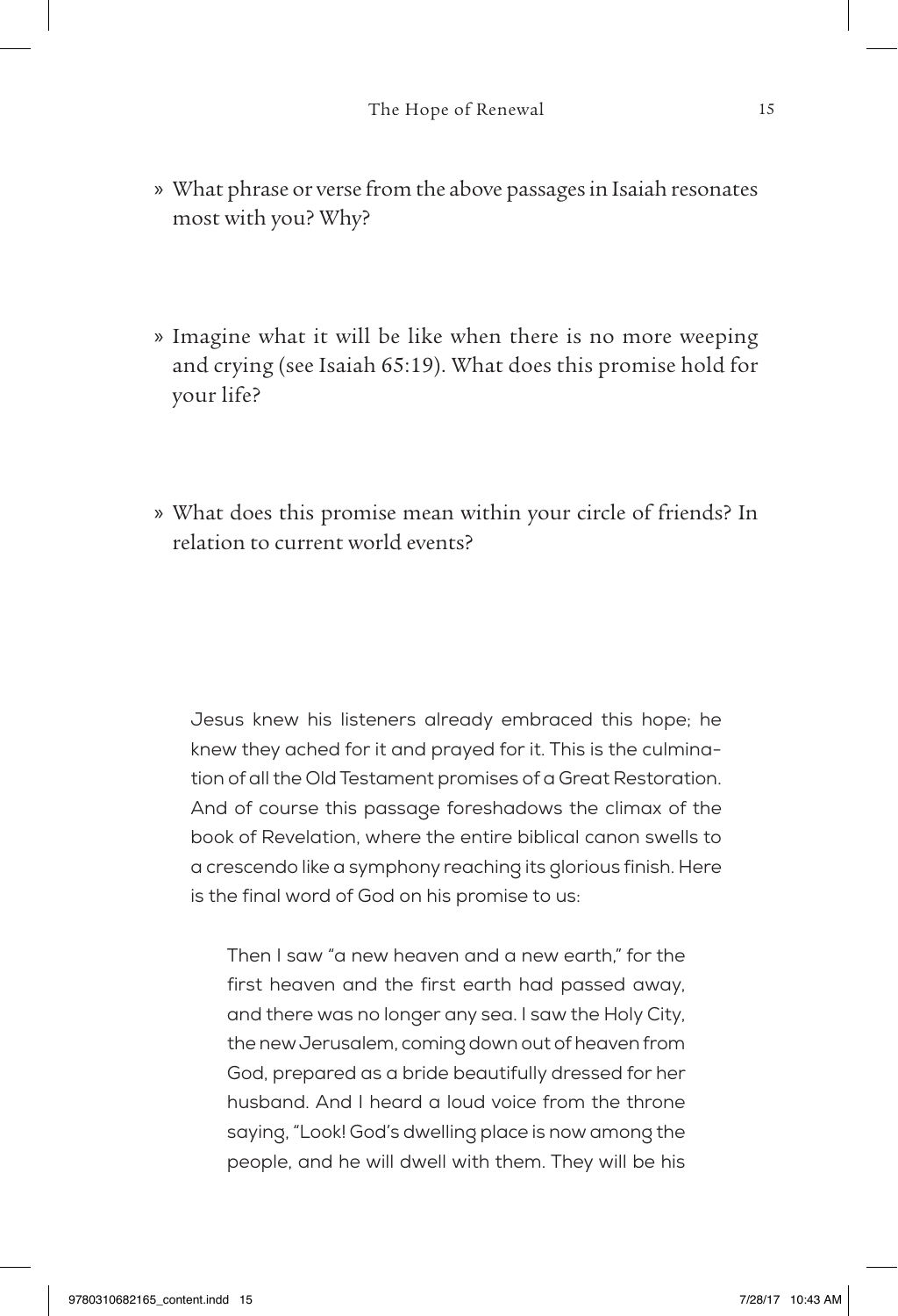» What phrase or verse from the above passages in Isaiah resonates most with you? Why?

» Imagine what it will be like when there is no more weeping and crying (see Isaiah 65:19). What does this promise hold for your life?

» What does this promise mean within your circle of friends? In relation to current world events?

Jesus knew his listeners already embraced this hope; he knew they ached for it and prayed for it. This is the culmination of all the Old Testament promises of a Great Restoration. And of course this passage foreshadows the climax of the book of Revelation, where the entire biblical canon swells to a crescendo like a symphony reaching its glorious finish. Here is the final word of God on his promise to us:

> Then I saw "a new heaven and a new earth," for the first heaven and the first earth had passed away, and there was no longer any sea. I saw the Holy City, the new Jerusalem, coming down out of heaven from God, prepared as a bride beautifully dressed for her husband. And I heard a loud voice from the throne saying, "Look! God's dwelling place is now among the people, and he will dwell with them. They will be his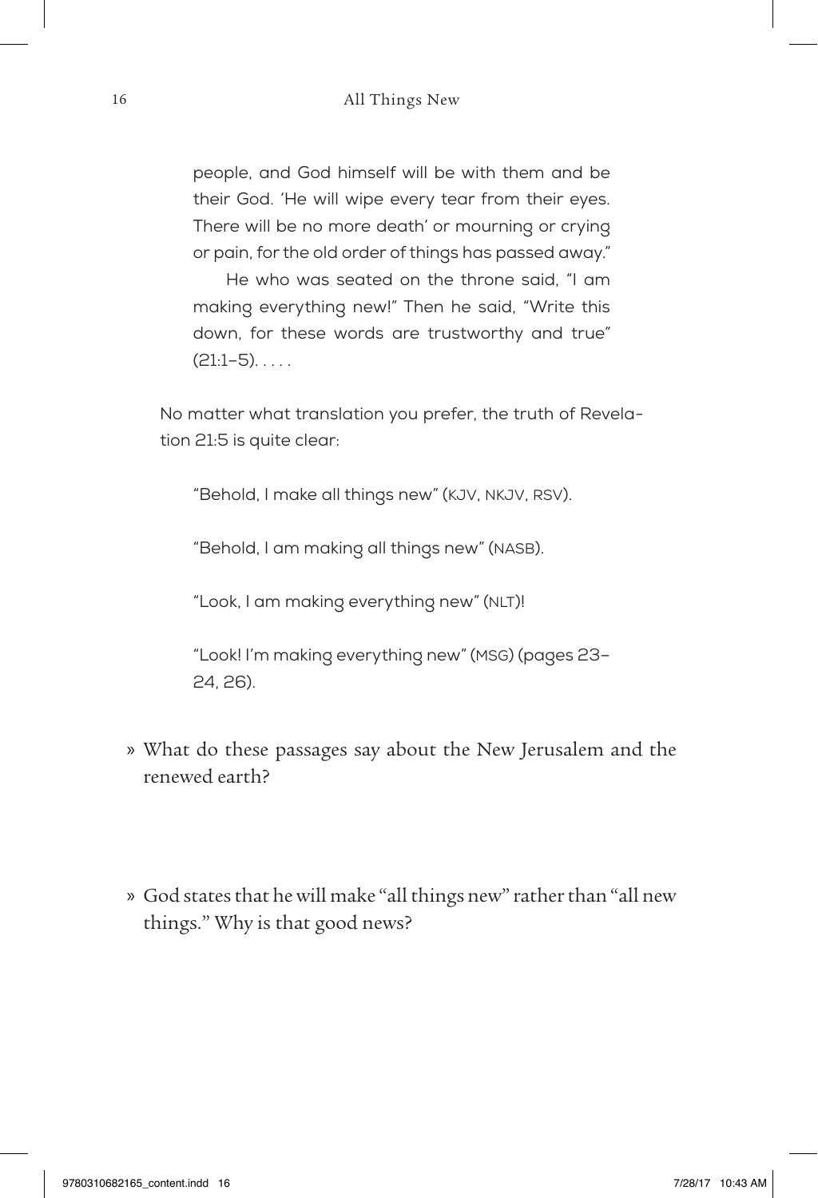> people, and God himself will be with them and be their God. 'He will wipe every tear from their eyes. There will be no more death' or mourning or crying or pain, for the old order of things has passed away."
>
> He who was seated on the throne said, "I am making everything new!" Then he said, "Write this down, for these words are trustworthy and true" (21:1–5). . . . .
>
> No matter what translation you prefer, the truth of Revelation 21:5 is quite clear:
>
> > "Behold, I make all things new" (KJV, NKJV, RSV).
> >
> > "Behold, I am making all things new" (NASB).
> >
> > "Look, I am making everything new" (NLT)!
> >
> > "Look! I'm making everything new" (MSG) (pages 23–24, 26).

» What do these passages say about the New Jerusalem and the renewed earth?

» God states that he will make "all things new" rather than "all new things." Why is that good news?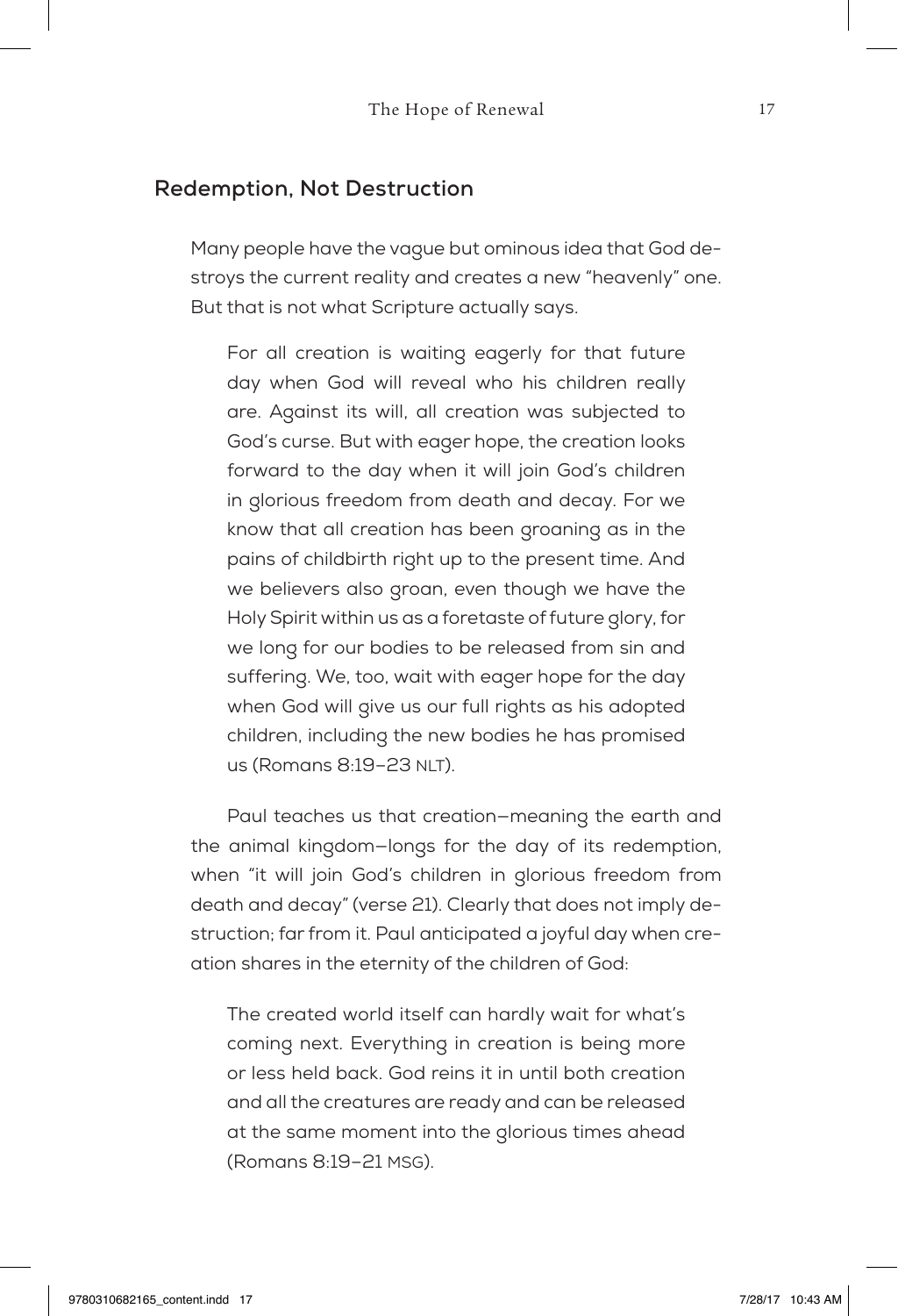## Redemption, Not Destruction

Many people have the vague but ominous idea that God destroys the current reality and creates a new "heavenly" one. But that is not what Scripture actually says.

> For all creation is waiting eagerly for that future day when God will reveal who his children really are. Against its will, all creation was subjected to God's curse. But with eager hope, the creation looks forward to the day when it will join God's children in glorious freedom from death and decay. For we know that all creation has been groaning as in the pains of childbirth right up to the present time. And we believers also groan, even though we have the Holy Spirit within us as a foretaste of future glory, for we long for our bodies to be released from sin and suffering. We, too, wait with eager hope for the day when God will give us our full rights as his adopted children, including the new bodies he has promised us (Romans 8:19–23 NLT).

Paul teaches us that creation—meaning the earth and the animal kingdom—longs for the day of its redemption, when "it will join God's children in glorious freedom from death and decay" (verse 21). Clearly that does not imply destruction; far from it. Paul anticipated a joyful day when creation shares in the eternity of the children of God:

> The created world itself can hardly wait for what's coming next. Everything in creation is being more or less held back. God reins it in until both creation and all the creatures are ready and can be released at the same moment into the glorious times ahead (Romans 8:19–21 MSG).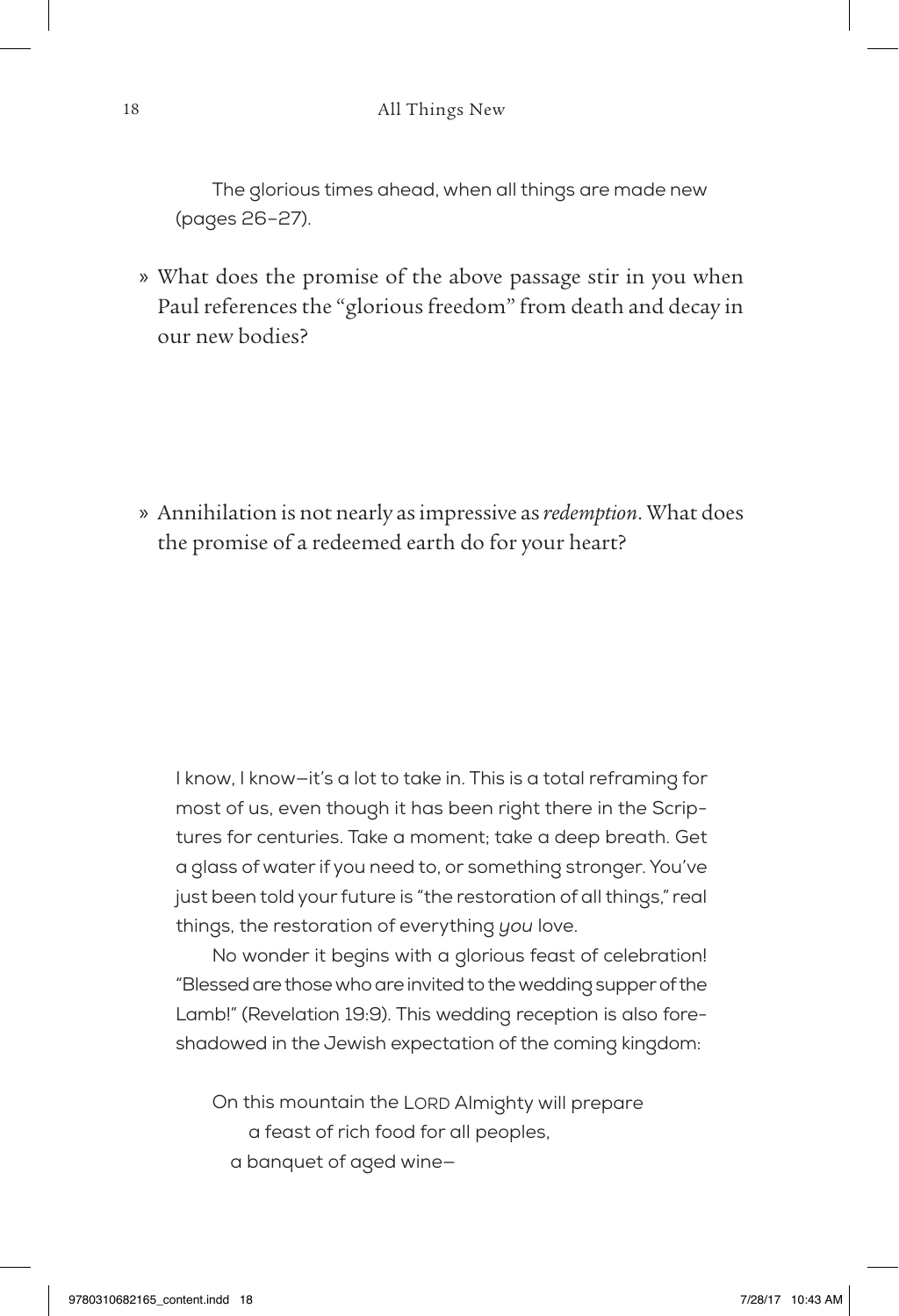The glorious times ahead, when all things are made new (pages 26–27).

» What does the promise of the above passage stir in you when Paul references the "glorious freedom" from death and decay in our new bodies?

» Annihilation is not nearly as impressive as *redemption*. What does the promise of a redeemed earth do for your heart?

I know, I know—it's a lot to take in. This is a total reframing for most of us, even though it has been right there in the Scriptures for centuries. Take a moment; take a deep breath. Get a glass of water if you need to, or something stronger. You've just been told your future is "the restoration of all things," real things, the restoration of everything *you* love.

No wonder it begins with a glorious feast of celebration! "Blessed are those who are invited to the wedding supper of the Lamb!" (Revelation 19:9). This wedding reception is also foreshadowed in the Jewish expectation of the coming kingdom:

> On this mountain the LORD Almighty will prepare
> a feast of rich food for all peoples,
> a banquet of aged wine—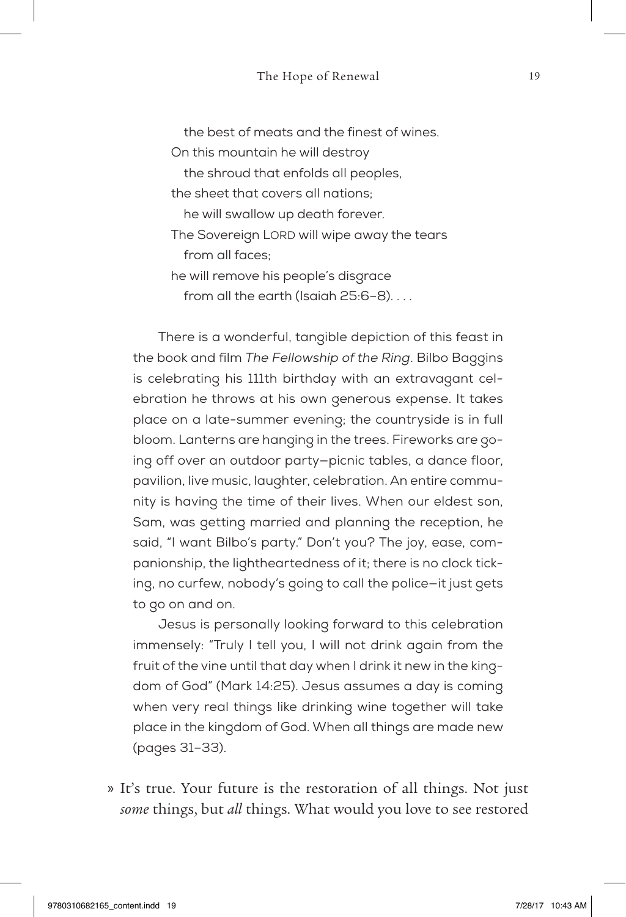the best of meats and the finest of wines.
On this mountain he will destroy
the shroud that enfolds all peoples,
the sheet that covers all nations;
he will swallow up death forever.
The Sovereign LORD will wipe away the tears
from all faces;
he will remove his people's disgrace
from all the earth (Isaiah 25:6–8). . . .

There is a wonderful, tangible depiction of this feast in the book and film *The Fellowship of the Ring*. Bilbo Baggins is celebrating his 111th birthday with an extravagant celebration he throws at his own generous expense. It takes place on a late-summer evening; the countryside is in full bloom. Lanterns are hanging in the trees. Fireworks are going off over an outdoor party—picnic tables, a dance floor, pavilion, live music, laughter, celebration. An entire community is having the time of their lives. When our eldest son, Sam, was getting married and planning the reception, he said, "I want Bilbo's party." Don't you? The joy, ease, companionship, the lightheartedness of it; there is no clock ticking, no curfew, nobody's going to call the police—it just gets to go on and on.

Jesus is personally looking forward to this celebration immensely: "Truly I tell you, I will not drink again from the fruit of the vine until that day when I drink it new in the kingdom of God" (Mark 14:25). Jesus assumes a day is coming when very real things like drinking wine together will take place in the kingdom of God. When all things are made new (pages 31–33).

» It's true. Your future is the restoration of all things. Not just *some* things, but *all* things. What would you love to see restored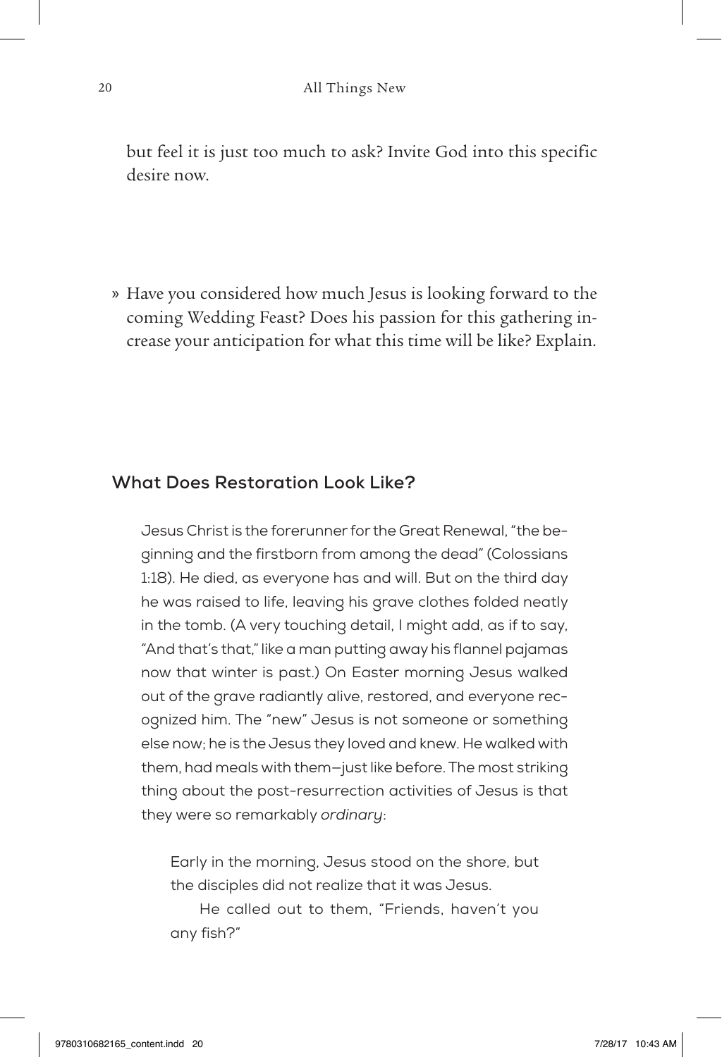but feel it is just too much to ask? Invite God into this specific desire now.

» Have you considered how much Jesus is looking forward to the coming Wedding Feast? Does his passion for this gathering increase your anticipation for what this time will be like? Explain.

### What Does Restoration Look Like?

Jesus Christ is the forerunner for the Great Renewal, "the beginning and the firstborn from among the dead" (Colossians 1:18). He died, as everyone has and will. But on the third day he was raised to life, leaving his grave clothes folded neatly in the tomb. (A very touching detail, I might add, as if to say, "And that's that," like a man putting away his flannel pajamas now that winter is past.) On Easter morning Jesus walked out of the grave radiantly alive, restored, and everyone recognized him. The "new" Jesus is not someone or something else now; he is the Jesus they loved and knew. He walked with them, had meals with them—just like before. The most striking thing about the post-resurrection activities of Jesus is that they were so remarkably *ordinary*:

> Early in the morning, Jesus stood on the shore, but the disciples did not realize that it was Jesus.
>
> He called out to them, "Friends, haven't you any fish?"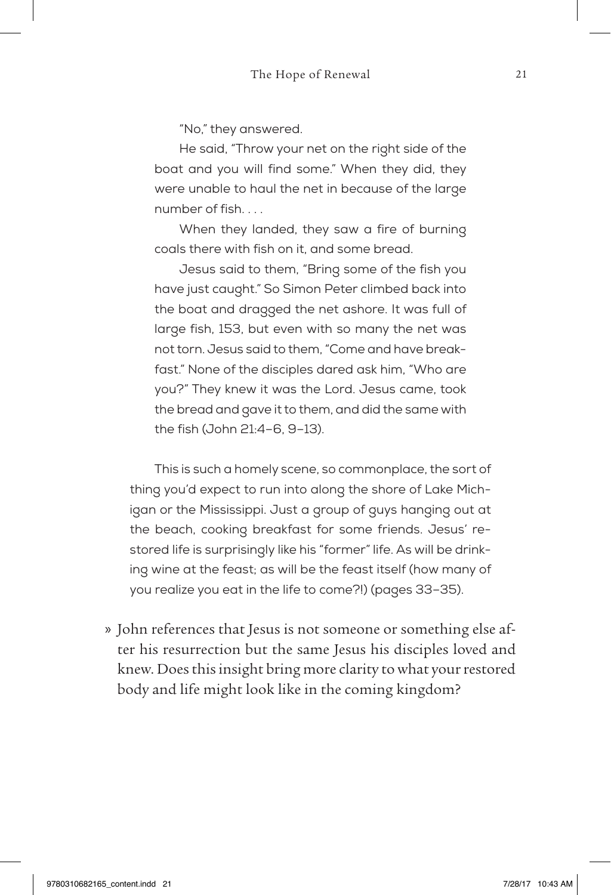> "No," they answered.
>
> He said, "Throw your net on the right side of the boat and you will find some." When they did, they were unable to haul the net in because of the large number of fish. . . .
>
> When they landed, they saw a fire of burning coals there with fish on it, and some bread.
>
> Jesus said to them, "Bring some of the fish you have just caught." So Simon Peter climbed back into the boat and dragged the net ashore. It was full of large fish, 153, but even with so many the net was not torn. Jesus said to them, "Come and have breakfast." None of the disciples dared ask him, "Who are you?" They knew it was the Lord. Jesus came, took the bread and gave it to them, and did the same with the fish (John 21:4–6, 9–13).

This is such a homely scene, so commonplace, the sort of thing you'd expect to run into along the shore of Lake Michigan or the Mississippi. Just a group of guys hanging out at the beach, cooking breakfast for some friends. Jesus' restored life is surprisingly like his "former" life. As will be drinking wine at the feast; as will be the feast itself (how many of you realize you eat in the life to come?!) (pages 33–35).

- John references that Jesus is not someone or something else after his resurrection but the same Jesus his disciples loved and knew. Does this insight bring more clarity to what your restored body and life might look like in the coming kingdom?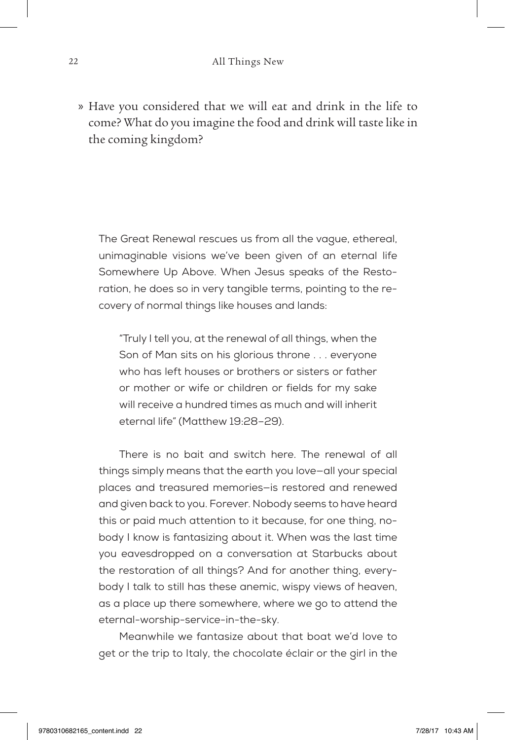» Have you considered that we will eat and drink in the life to come? What do you imagine the food and drink will taste like in the coming kingdom?

The Great Renewal rescues us from all the vague, ethereal, unimaginable visions we've been given of an eternal life Somewhere Up Above. When Jesus speaks of the Restoration, he does so in very tangible terms, pointing to the recovery of normal things like houses and lands:

> "Truly I tell you, at the renewal of all things, when the Son of Man sits on his glorious throne . . . everyone who has left houses or brothers or sisters or father or mother or wife or children or fields for my sake will receive a hundred times as much and will inherit eternal life" (Matthew 19:28–29).

There is no bait and switch here. The renewal of all things simply means that the earth you love—all your special places and treasured memories—is restored and renewed and given back to you. Forever. Nobody seems to have heard this or paid much attention to it because, for one thing, nobody I know is fantasizing about it. When was the last time you eavesdropped on a conversation at Starbucks about the restoration of all things? And for another thing, everybody I talk to still has these anemic, wispy views of heaven, as a place up there somewhere, where we go to attend the eternal-worship-service-in-the-sky.

Meanwhile we fantasize about that boat we'd love to get or the trip to Italy, the chocolate éclair or the girl in the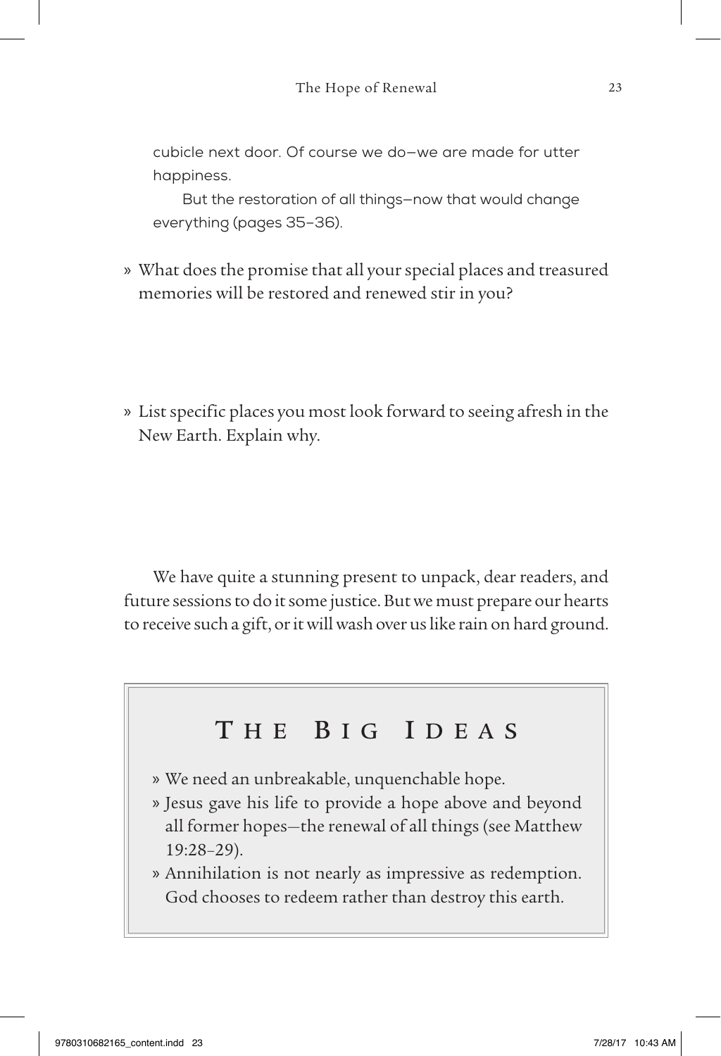cubicle next door. Of course we do—we are made for utter happiness.

But the restoration of all things—now that would change everything (pages 35–36).

» What does the promise that all your special places and treasured memories will be restored and renewed stir in you?

» List specific places you most look forward to seeing afresh in the New Earth. Explain why.

We have quite a stunning present to unpack, dear readers, and future sessions to do it some justice. But we must prepare our hearts to receive such a gift, or it will wash over us like rain on hard ground.

## The Big Ideas

» We need an unbreakable, unquenchable hope.

» Jesus gave his life to provide a hope above and beyond all former hopes—the renewal of all things (see Matthew 19:28–29).

» Annihilation is not nearly as impressive as redemption. God chooses to redeem rather than destroy this earth.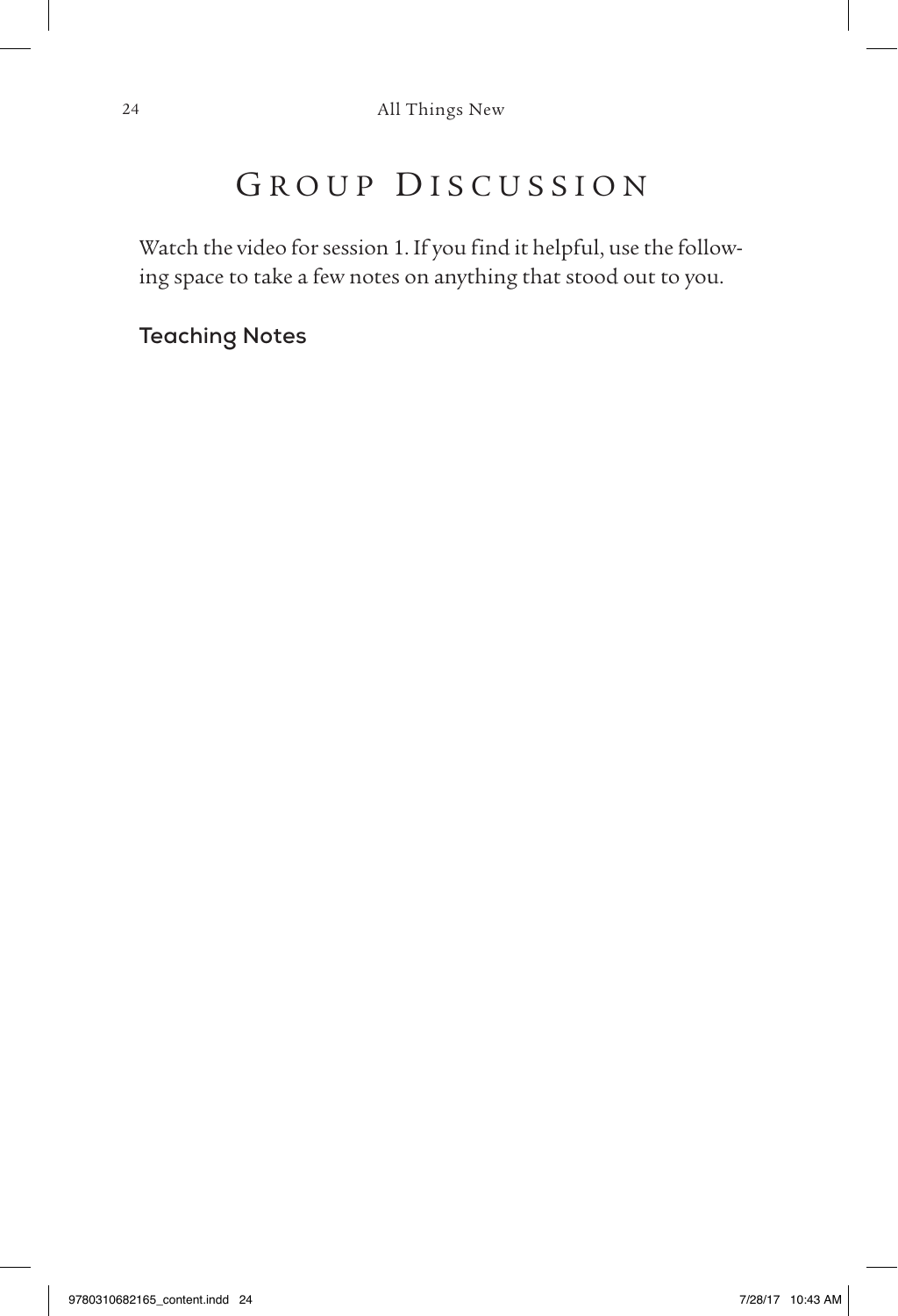# Group Discussion

Watch the video for session 1. If you find it helpful, use the following space to take a few notes on anything that stood out to you.

### Teaching Notes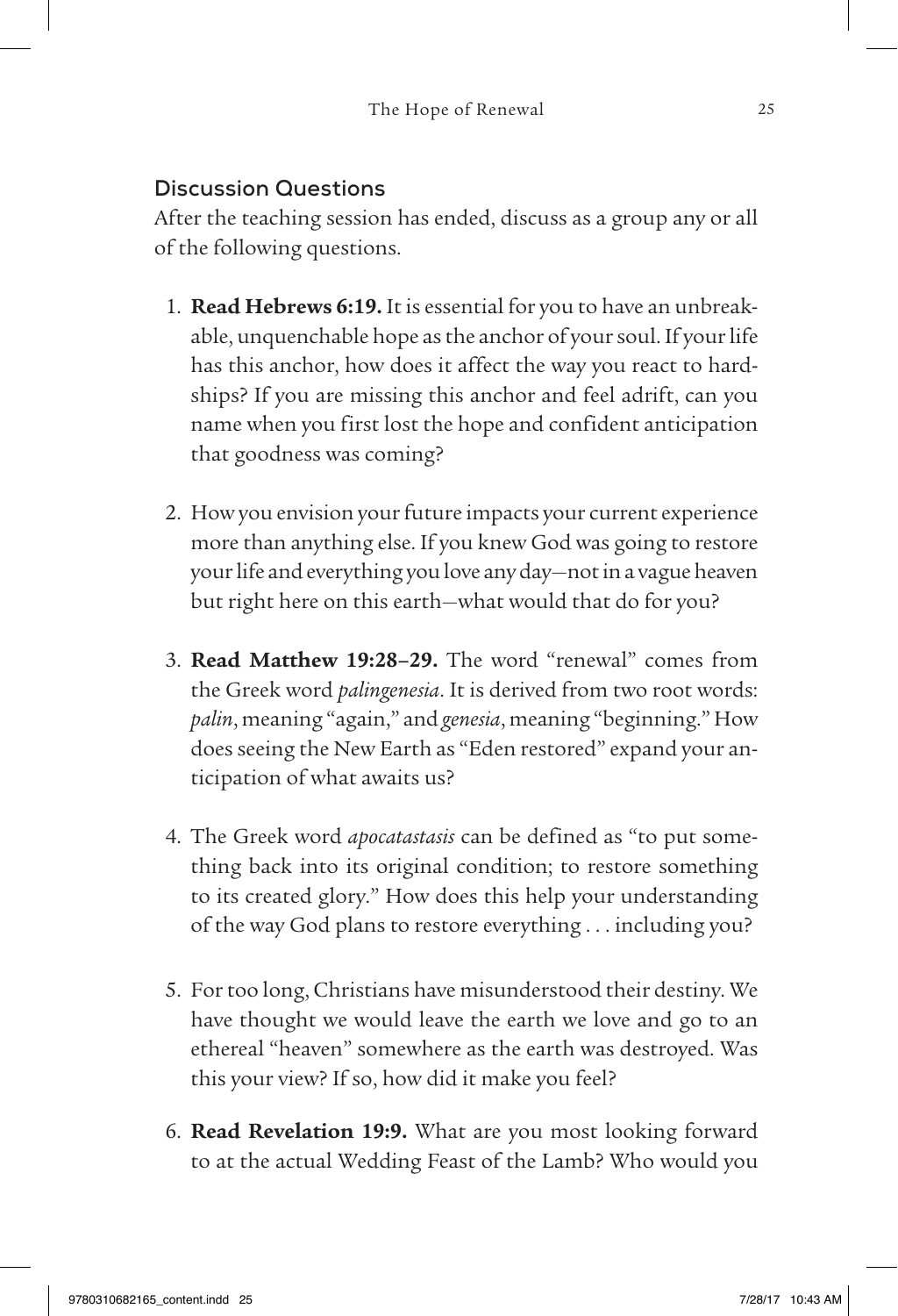## Discussion Questions

After the teaching session has ended, discuss as a group any or all of the following questions.

1. **Read Hebrews 6:19.** It is essential for you to have an unbreakable, unquenchable hope as the anchor of your soul. If your life has this anchor, how does it affect the way you react to hardships? If you are missing this anchor and feel adrift, can you name when you first lost the hope and confident anticipation that goodness was coming?

2. How you envision your future impacts your current experience more than anything else. If you knew God was going to restore your life and everything you love any day—not in a vague heaven but right here on this earth—what would that do for you?

3. **Read Matthew 19:28–29.** The word "renewal" comes from the Greek word *palingenesia*. It is derived from two root words: *palin*, meaning "again," and *genesia*, meaning "beginning." How does seeing the New Earth as "Eden restored" expand your anticipation of what awaits us?

4. The Greek word *apocatastasis* can be defined as "to put something back into its original condition; to restore something to its created glory." How does this help your understanding of the way God plans to restore everything . . . including you?

5. For too long, Christians have misunderstood their destiny. We have thought we would leave the earth we love and go to an ethereal "heaven" somewhere as the earth was destroyed. Was this your view? If so, how did it make you feel?

6. **Read Revelation 19:9.** What are you most looking forward to at the actual Wedding Feast of the Lamb? Who would you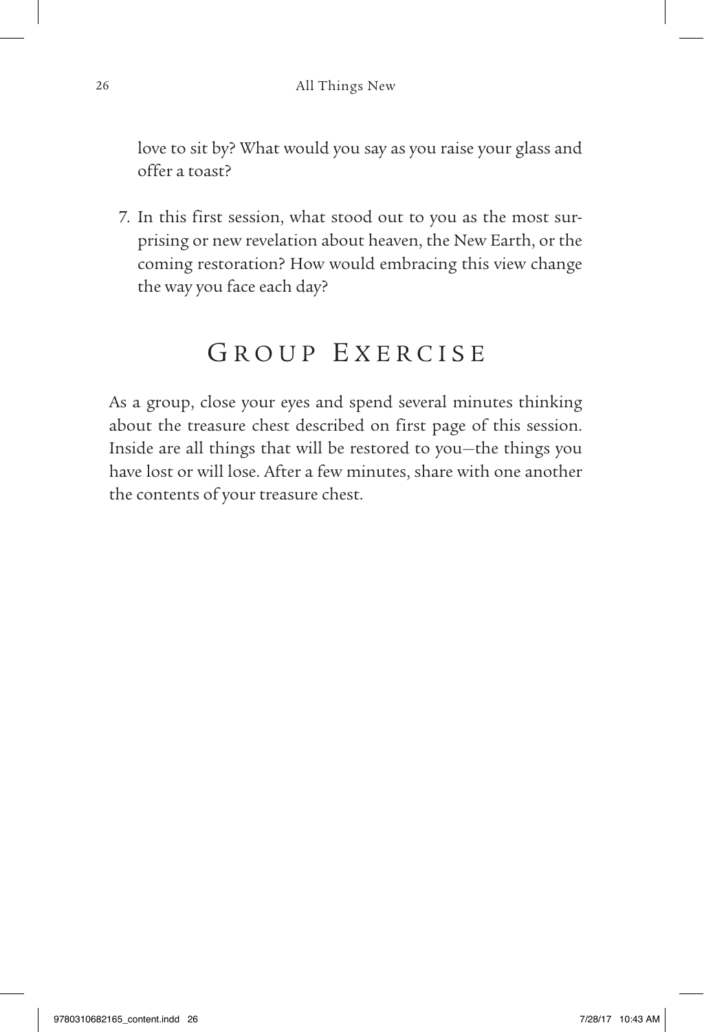love to sit by? What would you say as you raise your glass and offer a toast?

7. In this first session, what stood out to you as the most surprising or new revelation about heaven, the New Earth, or the coming restoration? How would embracing this view change the way you face each day?

## Group Exercise

As a group, close your eyes and spend several minutes thinking about the treasure chest described on first page of this session. Inside are all things that will be restored to you—the things you have lost or will lose. After a few minutes, share with one another the contents of your treasure chest.